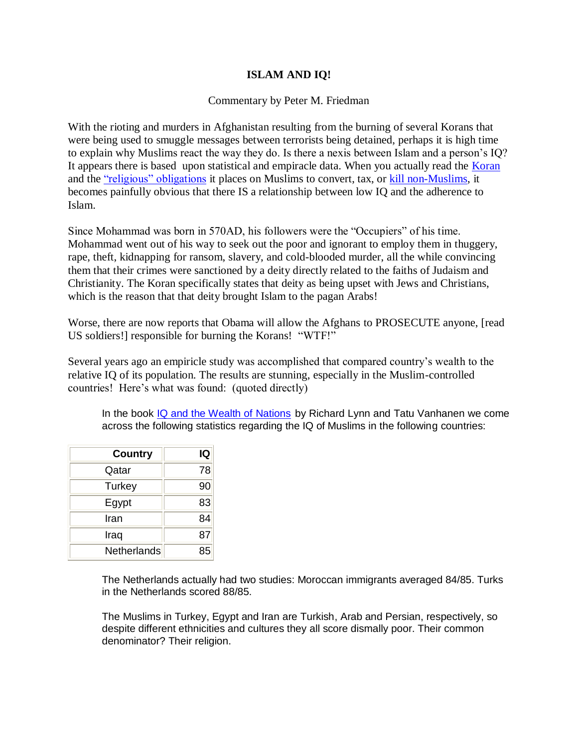**ISLAM AND IQ!**

Commentary by Peter M. Friedman

With the rioting and murders in Afghanistan resulting from the burning of several Korans that were being used to smuggle messages between terrorists being detained, perhaps it is high time to explain why Muslims react the way they do. Is there a nexis between Islam and a person's IQ? It appears there is based upon statistical and empiracle data. When you actually read the Koran and the "religious" obligations it places on Muslims to convert, tax, or kill non-Muslims, it becomes painfully obvious that there IS a relationship between low IQ and the adherence to Islam.

Since Mohammad was born in 570AD, his followers were the "Occupiers" of his time. Mohammad went out of his way to seek out the poor and ignorant to employ them in thuggery, rape, theft, kidnapping for ransom, slavery, and cold-blooded murder, all the while convincing them that their crimes were sanctioned by a deity directly related to the faiths of Judaism and Christianity. The Koran specifically states that deity as being upset with Jews and Christians, which is the reason that that deity brought Islam to the pagan Arabs!

Worse, there are now reports that Obama will allow the Afghans to PROSECUTE anyone, [read US soldiers!] responsible for burning the Korans! "WTF!"

Several years ago an empiricle study was accomplished that compared country's wealth to the relative IQ of its population. The results are stunning, especially in the Muslim-controlled countries! Here's what was found: (quoted directly)

> In the book IQ and the Wealth of Nations by Richard Lynn and Tatu Vanhanen we come across the following statistics regarding the IQ of Muslims in the following countries:

| Country | IQ |
|---|---|
| Qatar | 78 |
| Turkey | 90 |
| Egypt | 83 |
| Iran | 84 |
| Iraq | 87 |
| Netherlands | 85 |

> The Netherlands actually had two studies: Moroccan immigrants averaged 84/85. Turks in the Netherlands scored 88/85.
>
> The Muslims in Turkey, Egypt and Iran are Turkish, Arab and Persian, respectively, so despite different ethnicities and cultures they all score dismally poor. Their common denominator? Their religion.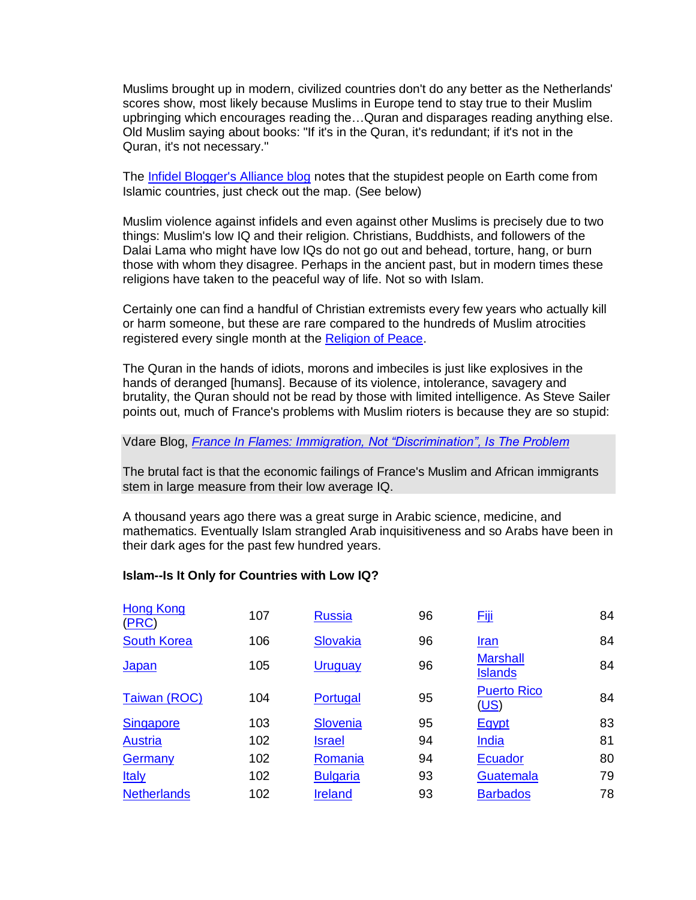Muslims brought up in modern, civilized countries don't do any better as the Netherlands' scores show, most likely because Muslims in Europe tend to stay true to their Muslim upbringing which encourages reading the…Quran and disparages reading anything else. Old Muslim saying about books: "If it's in the Quran, it's redundant; if it's not in the Quran, it's not necessary."

The [Infidel Blogger's Alliance blog]() notes that the stupidest people on Earth come from Islamic countries, just check out the map. (See below)

Muslim violence against infidels and even against other Muslims is precisely due to two things: Muslim's low IQ and their religion. Christians, Buddhists, and followers of the Dalai Lama who might have low IQs do not go out and behead, torture, hang, or burn those with whom they disagree. Perhaps in the ancient past, but in modern times these religions have taken to the peaceful way of life. Not so with Islam.

Certainly one can find a handful of Christian extremists every few years who actually kill or harm someone, but these are rare compared to the hundreds of Muslim atrocities registered every single month at the [Religion of Peace]().

The Quran in the hands of idiots, morons and imbeciles is just like explosives in the hands of deranged [humans]. Because of its violence, intolerance, savagery and brutality, the Quran should not be read by those with limited intelligence. As Steve Sailer points out, much of France's problems with Muslim rioters is because they are so stupid:

> Vdare Blog, *[France In Flames: Immigration, Not "Discrimination", Is The Problem]()*
>
> The brutal fact is that the economic failings of France's Muslim and African immigrants stem in large measure from their low average IQ.

A thousand years ago there was a great surge in Arabic science, medicine, and mathematics. Eventually Islam strangled Arab inquisitiveness and so Arabs have been in their dark ages for the past few hundred years.

**Islam--Is It Only for Countries with Low IQ?**

| | | | | | |
|---|---|---|---|---|---|
| Hong Kong (PRC) | 107 | Russia | 96 | Fiji | 84 |
| South Korea | 106 | Slovakia | 96 | Iran | 84 |
| Japan | 105 | Uruguay | 96 | Marshall Islands | 84 |
| Taiwan (ROC) | 104 | Portugal | 95 | Puerto Rico (US) | 84 |
| Singapore | 103 | Slovenia | 95 | Egypt | 83 |
| Austria | 102 | Israel | 94 | India | 81 |
| Germany | 102 | Romania | 94 | Ecuador | 80 |
| Italy | 102 | Bulgaria | 93 | Guatemala | 79 |
| Netherlands | 102 | Ireland | 93 | Barbados | 78 |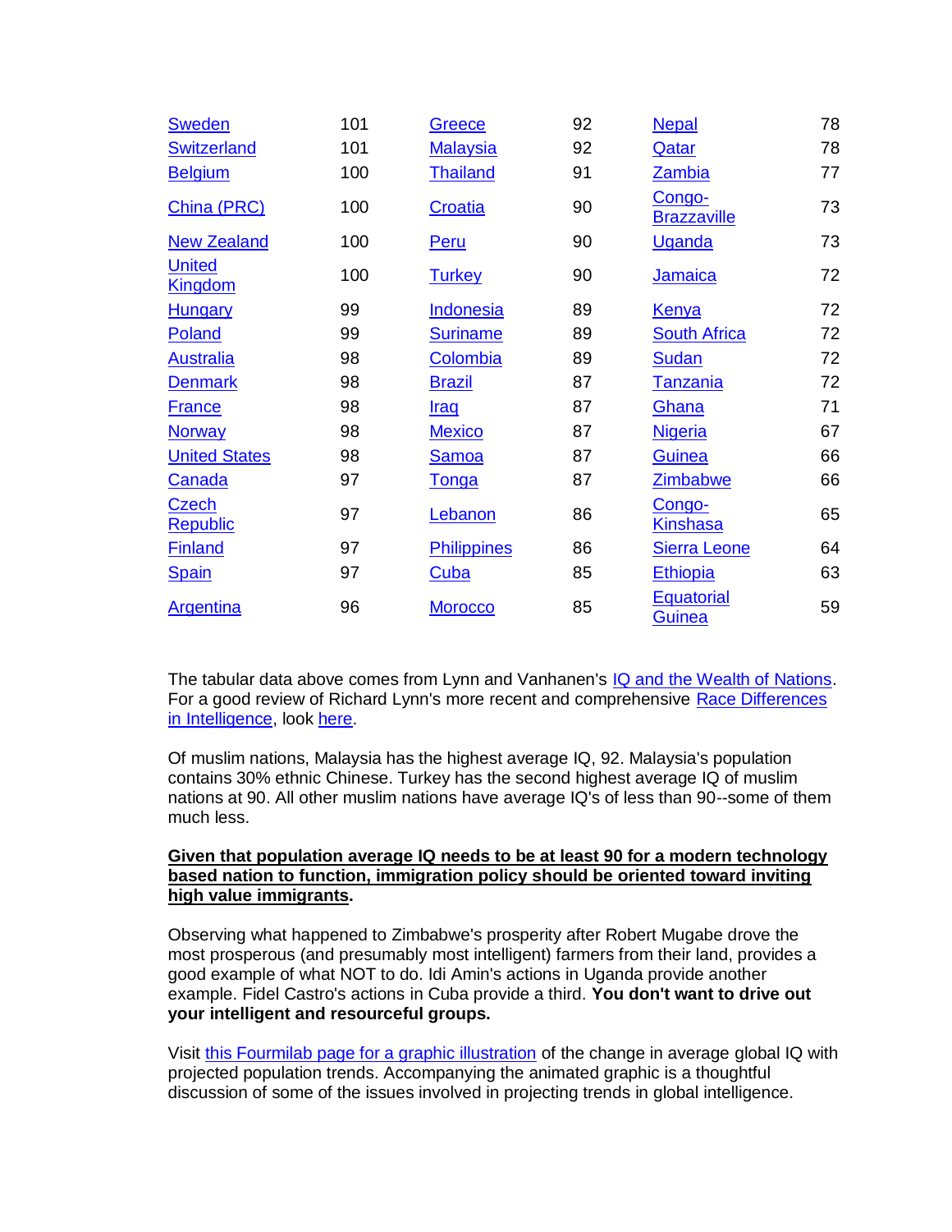| | | | | | |
|---|---|---|---|---|---|
| Sweden | 101 | Greece | 92 | Nepal | 78 |
| Switzerland | 101 | Malaysia | 92 | Qatar | 78 |
| Belgium | 100 | Thailand | 91 | Zambia | 77 |
| China (PRC) | 100 | Croatia | 90 | Congo-Brazzaville | 73 |
| New Zealand | 100 | Peru | 90 | Uganda | 73 |
| United Kingdom | 100 | Turkey | 90 | Jamaica | 72 |
| Hungary | 99 | Indonesia | 89 | Kenya | 72 |
| Poland | 99 | Suriname | 89 | South Africa | 72 |
| Australia | 98 | Colombia | 89 | Sudan | 72 |
| Denmark | 98 | Brazil | 87 | Tanzania | 72 |
| France | 98 | Iraq | 87 | Ghana | 71 |
| Norway | 98 | Mexico | 87 | Nigeria | 67 |
| United States | 98 | Samoa | 87 | Guinea | 66 |
| Canada | 97 | Tonga | 87 | Zimbabwe | 66 |
| Czech Republic | 97 | Lebanon | 86 | Congo-Kinshasa | 65 |
| Finland | 97 | Philippines | 86 | Sierra Leone | 64 |
| Spain | 97 | Cuba | 85 | Ethiopia | 63 |
| Argentina | 96 | Morocco | 85 | Equatorial Guinea | 59 |

The tabular data above comes from Lynn and Vanhanen's IQ and the Wealth of Nations. For a good review of Richard Lynn's more recent and comprehensive Race Differences in Intelligence, look here.

Of muslim nations, Malaysia has the highest average IQ, 92. Malaysia's population contains 30% ethnic Chinese. Turkey has the second highest average IQ of muslim nations at 90. All other muslim nations have average IQ's of less than 90--some of them much less.

**Given that population average IQ needs to be at least 90 for a modern technology based nation to function, immigration policy should be oriented toward inviting high value immigrants.**

Observing what happened to Zimbabwe's prosperity after Robert Mugabe drove the most prosperous (and presumably most intelligent) farmers from their land, provides a good example of what NOT to do. Idi Amin's actions in Uganda provide another example. Fidel Castro's actions in Cuba provide a third. **You don't want to drive out your intelligent and resourceful groups.**

Visit this Fourmilab page for a graphic illustration of the change in average global IQ with projected population trends. Accompanying the animated graphic is a thoughtful discussion of some of the issues involved in projecting trends in global intelligence.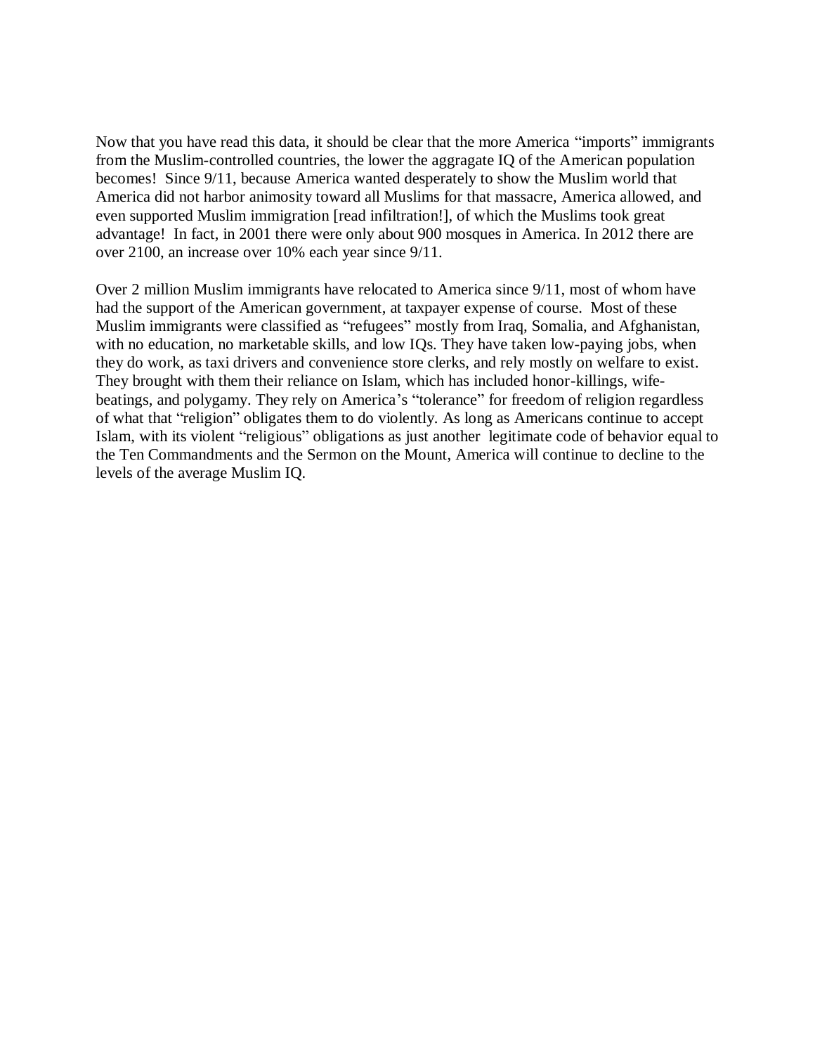Now that you have read this data, it should be clear that the more America "imports" immigrants from the Muslim-controlled countries, the lower the aggragate IQ of the American population becomes! Since 9/11, because America wanted desperately to show the Muslim world that America did not harbor animosity toward all Muslims for that massacre, America allowed, and even supported Muslim immigration [read infiltration!], of which the Muslims took great advantage! In fact, in 2001 there were only about 900 mosques in America. In 2012 there are over 2100, an increase over 10% each year since 9/11.

Over 2 million Muslim immigrants have relocated to America since 9/11, most of whom have had the support of the American government, at taxpayer expense of course. Most of these Muslim immigrants were classified as "refugees" mostly from Iraq, Somalia, and Afghanistan, with no education, no marketable skills, and low IQs. They have taken low-paying jobs, when they do work, as taxi drivers and convenience store clerks, and rely mostly on welfare to exist. They brought with them their reliance on Islam, which has included honor-killings, wife-beatings, and polygamy. They rely on America's "tolerance" for freedom of religion regardless of what that "religion" obligates them to do violently. As long as Americans continue to accept Islam, with its violent "religious" obligations as just another legitimate code of behavior equal to the Ten Commandments and the Sermon on the Mount, America will continue to decline to the levels of the average Muslim IQ.